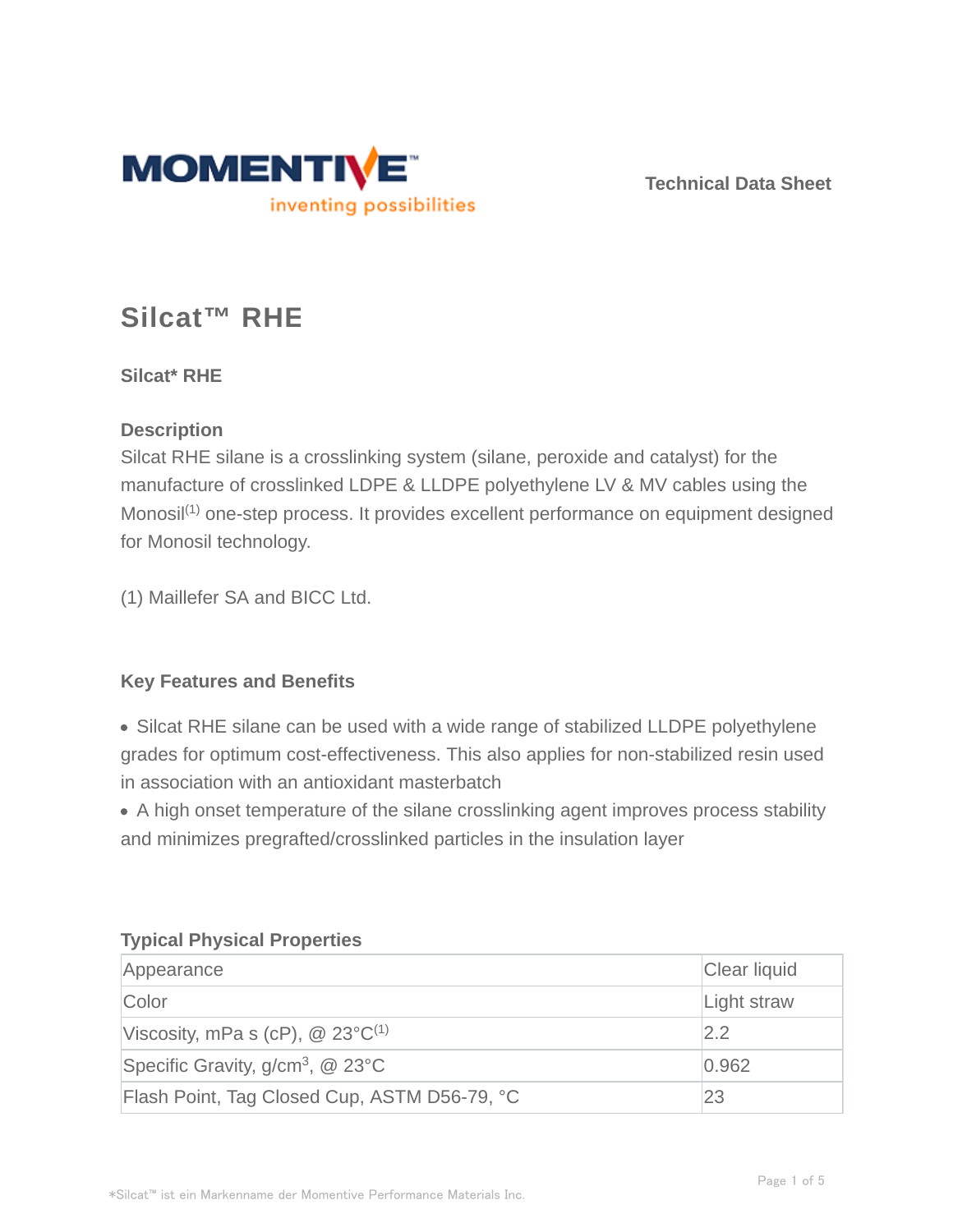Technical Data Sheet

# Silcat™ RHE

**Silcat* RHE**

## Description

Silcat RHE silane is a crosslinking system (silane, peroxide and catalyst) for the manufacture of crosslinked LDPE & LLDPE polyethylene LV & MV cables using the Monosil[(1)] one-step process. It provides excellent performance on equipment designed for Monosil technology.

(1) Maillefer SA and BICC Ltd.

## Key Features and Benefits

- Silcat RHE silane can be used with a wide range of stabilized LLDPE polyethylene grades for optimum cost-effectiveness. This also applies for non-stabilized resin used in association with an antioxidant masterbatch
- A high onset temperature of the silane crosslinking agent improves process stability and minimizes pregrafted/crosslinked particles in the insulation layer

## Typical Physical Properties

| Property | Value |
|---|---|
| Appearance | Clear liquid |
| Color | Light straw |
| Viscosity, mPa s (cP), @ 23°C[(1)] | 2.2 |
| Specific Gravity, g/cm$^3$, @ 23°C | 0.962 |
| Flash Point, Tag Closed Cup, ASTM D56-79, °C | 23 |

*Silcat™ ist ein Markenname der Momentive Performance Materials Inc.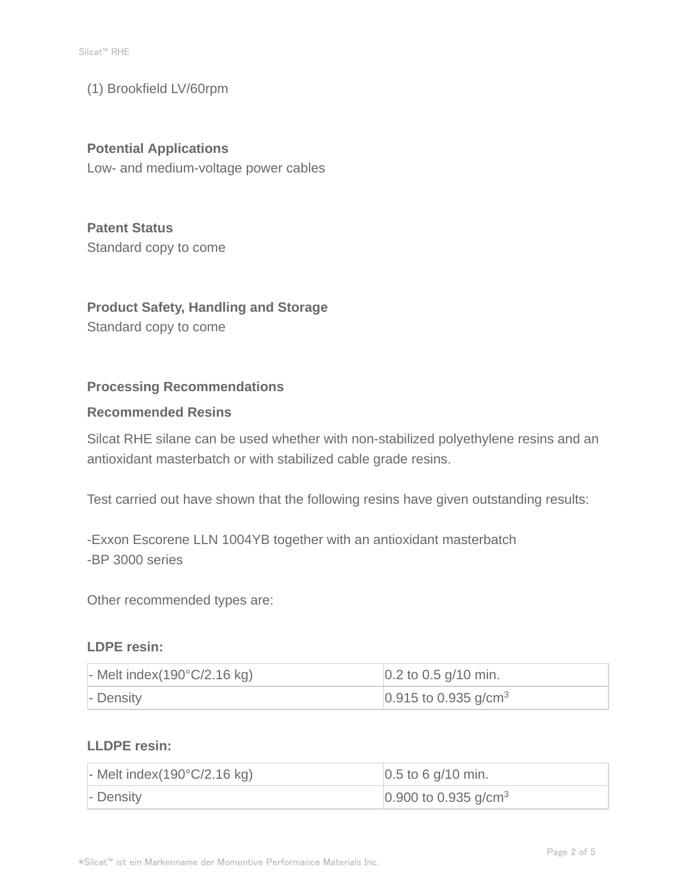(1) Brookfield LV/60rpm

**Potential Applications**
Low- and medium-voltage power cables

**Patent Status**
Standard copy to come

**Product Safety, Handling and Storage**
Standard copy to come

**Processing Recommendations**

**Recommended Resins**

Silcat RHE silane can be used whether with non-stabilized polyethylene resins and an antioxidant masterbatch or with stabilized cable grade resins.

Test carried out have shown that the following resins have given outstanding results:

-Exxon Escorene LLN 1004YB together with an antioxidant masterbatch
-BP 3000 series

Other recommended types are:

**LDPE resin:**

| | |
|---|---|
| - Melt index(190°C/2.16 kg) | 0.2 to 0.5 g/10 min. |
| - Density | 0.915 to 0.935 g/cm$^3$ |

**LLDPE resin:**

| | |
|---|---|
| - Melt index(190°C/2.16 kg) | 0.5 to 6 g/10 min. |
| - Density | 0.900 to 0.935 g/cm$^3$ |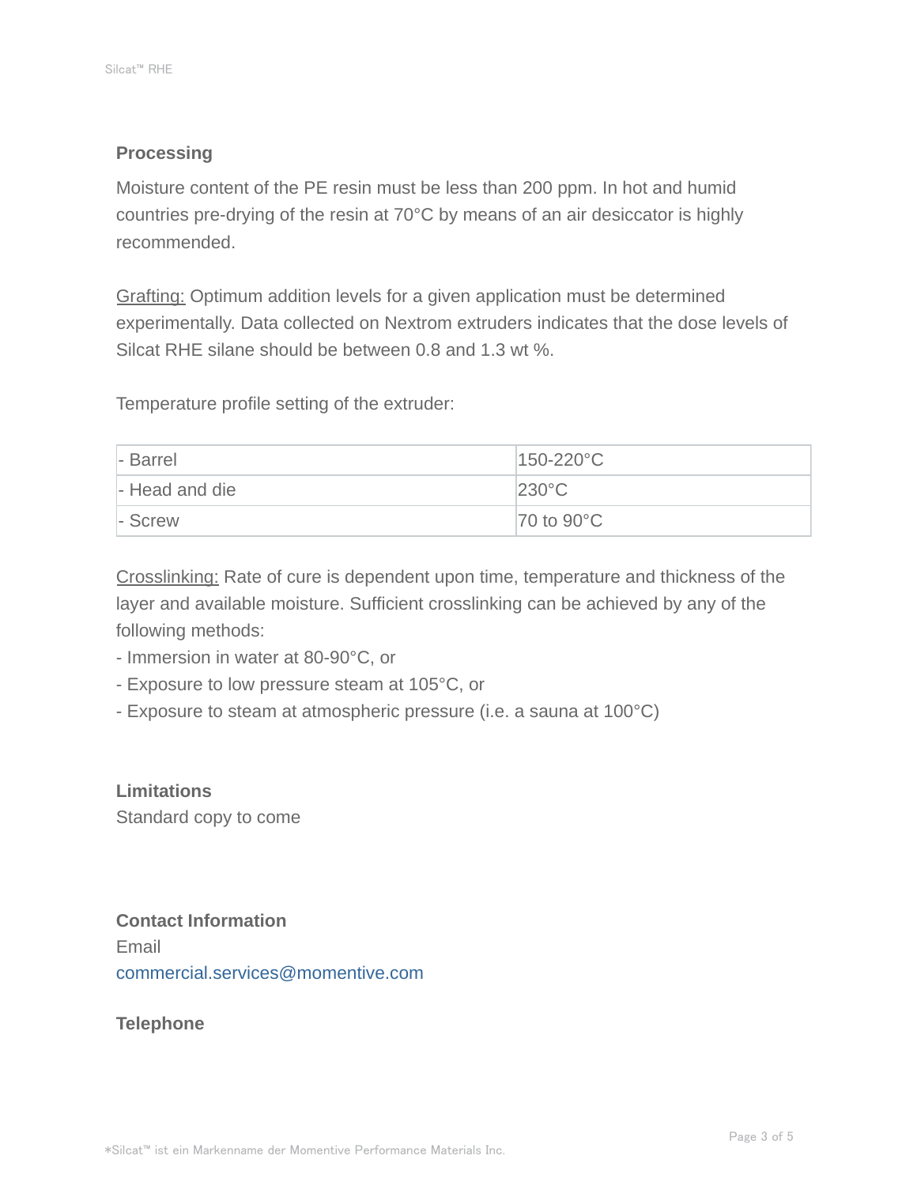## Processing

Moisture content of the PE resin must be less than 200 ppm. In hot and humid countries pre-drying of the resin at 70°C by means of an air desiccator is highly recommended.

Grafting: Optimum addition levels for a given application must be determined experimentally. Data collected on Nextrom extruders indicates that the dose levels of Silcat RHE silane should be between 0.8 and 1.3 wt %.

Temperature profile setting of the extruder:

| | |
|---|---|
| - Barrel | 150-220°C |
| - Head and die | 230°C |
| - Screw | 70 to 90°C |

Crosslinking: Rate of cure is dependent upon time, temperature and thickness of the layer and available moisture. Sufficient crosslinking can be achieved by any of the following methods:
- Immersion in water at 80-90°C, or
- Exposure to low pressure steam at 105°C, or
- Exposure to steam at atmospheric pressure (i.e. a sauna at 100°C)

## Limitations

Standard copy to come

## Contact Information

Email
commercial.services@momentive.com

**Telephone**

*Silcat™ ist ein Markenname der Momentive Performance Materials Inc.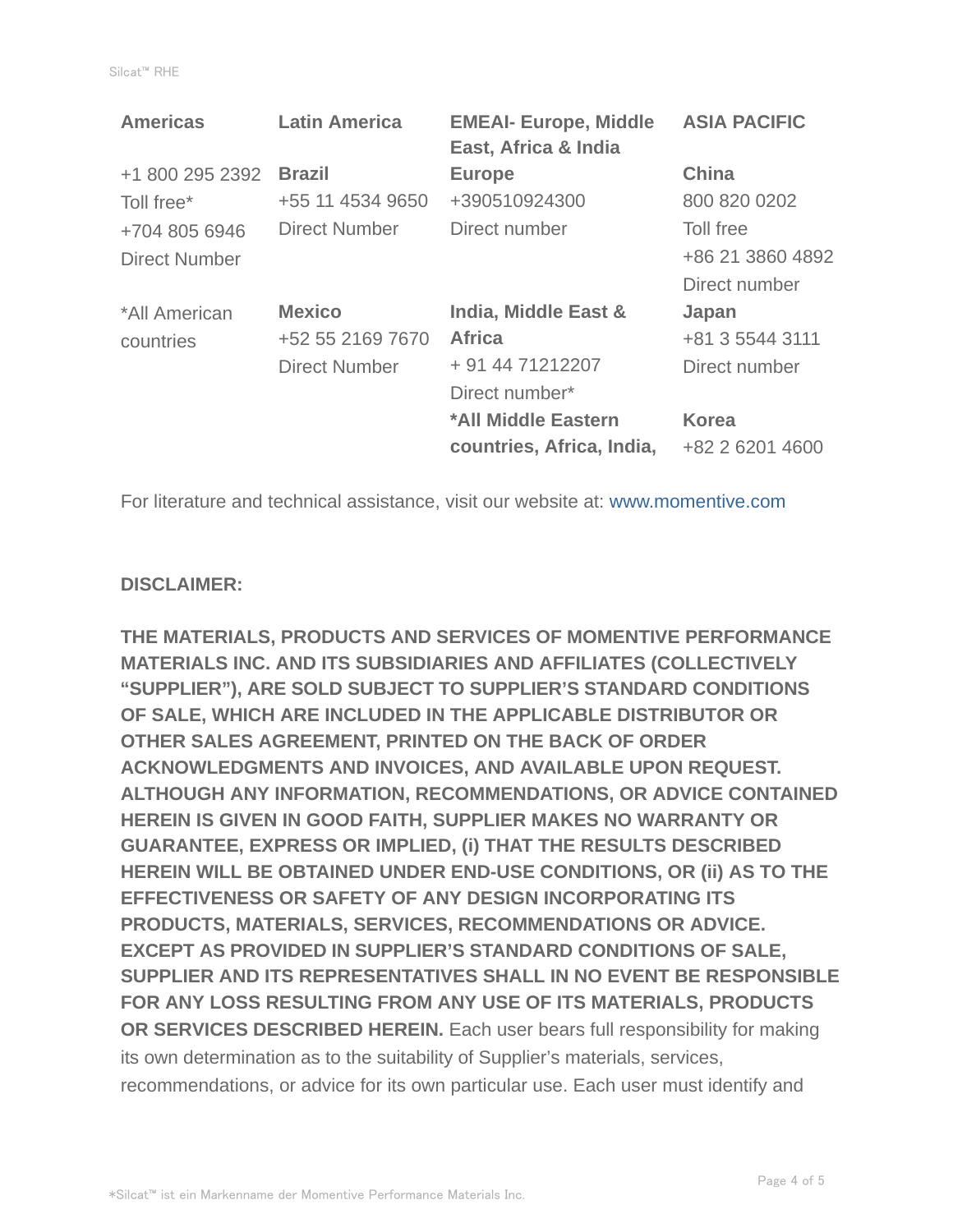| Americas | Latin America | EMEAI- Europe, Middle East, Africa & India | ASIA PACIFIC |
|---|---|---|---|
| +1 800 295 2392<br>Toll free*<br>+704 805 6946<br>Direct Number | **Brazil**<br>+55 11 4534 9650<br>Direct Number | **Europe**<br>+390510924300<br>Direct number | **China**<br>800 820 0202<br>Toll free<br>+86 21 3860 4892<br>Direct number |
| *All American countries | **Mexico**<br>+52 55 2169 7670<br>Direct Number | **India, Middle East & Africa**<br>+ 91 44 71212207<br>Direct number*<br>**\*All Middle Eastern countries, Africa, India,** | **Japan**<br>+81 3 5544 3111<br>Direct number<br><br>**Korea**<br>+82 2 6201 4600 |

For literature and technical assistance, visit our website at: www.momentive.com

**DISCLAIMER:**

**THE MATERIALS, PRODUCTS AND SERVICES OF MOMENTIVE PERFORMANCE MATERIALS INC. AND ITS SUBSIDIARIES AND AFFILIATES (COLLECTIVELY "SUPPLIER"), ARE SOLD SUBJECT TO SUPPLIER'S STANDARD CONDITIONS OF SALE, WHICH ARE INCLUDED IN THE APPLICABLE DISTRIBUTOR OR OTHER SALES AGREEMENT, PRINTED ON THE BACK OF ORDER ACKNOWLEDGMENTS AND INVOICES, AND AVAILABLE UPON REQUEST. ALTHOUGH ANY INFORMATION, RECOMMENDATIONS, OR ADVICE CONTAINED HEREIN IS GIVEN IN GOOD FAITH, SUPPLIER MAKES NO WARRANTY OR GUARANTEE, EXPRESS OR IMPLIED, (i) THAT THE RESULTS DESCRIBED HEREIN WILL BE OBTAINED UNDER END-USE CONDITIONS, OR (ii) AS TO THE EFFECTIVENESS OR SAFETY OF ANY DESIGN INCORPORATING ITS PRODUCTS, MATERIALS, SERVICES, RECOMMENDATIONS OR ADVICE. EXCEPT AS PROVIDED IN SUPPLIER'S STANDARD CONDITIONS OF SALE, SUPPLIER AND ITS REPRESENTATIVES SHALL IN NO EVENT BE RESPONSIBLE FOR ANY LOSS RESULTING FROM ANY USE OF ITS MATERIALS, PRODUCTS OR SERVICES DESCRIBED HEREIN.** Each user bears full responsibility for making its own determination as to the suitability of Supplier's materials, services, recommendations, or advice for its own particular use. Each user must identify and

*Silcat™ ist ein Markenname der Momentive Performance Materials Inc.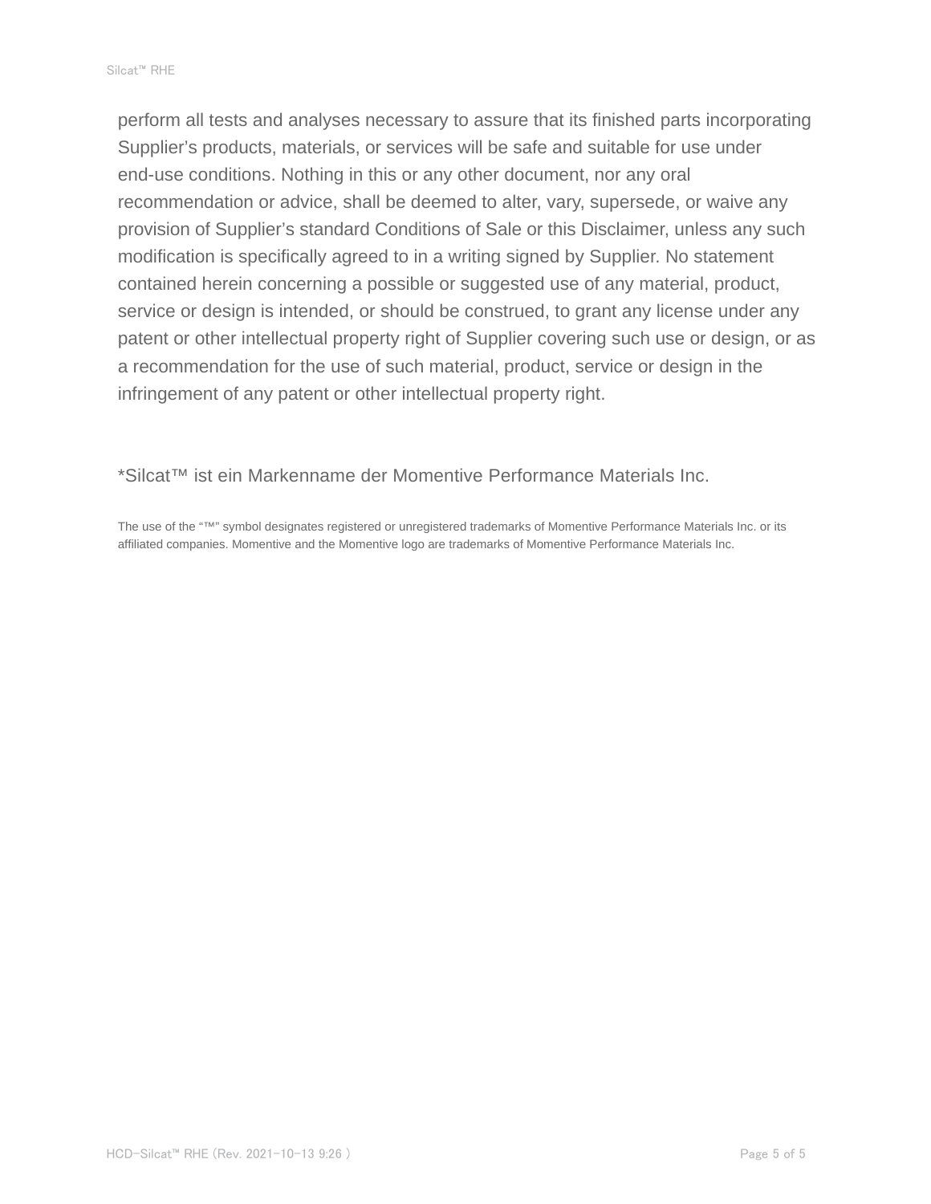perform all tests and analyses necessary to assure that its finished parts incorporating Supplier's products, materials, or services will be safe and suitable for use under end-use conditions. Nothing in this or any other document, nor any oral recommendation or advice, shall be deemed to alter, vary, supersede, or waive any provision of Supplier's standard Conditions of Sale or this Disclaimer, unless any such modification is specifically agreed to in a writing signed by Supplier. No statement contained herein concerning a possible or suggested use of any material, product, service or design is intended, or should be construed, to grant any license under any patent or other intellectual property right of Supplier covering such use or design, or as a recommendation for the use of such material, product, service or design in the infringement of any patent or other intellectual property right.

*Silcat™ ist ein Markenname der Momentive Performance Materials Inc.

The use of the "™" symbol designates registered or unregistered trademarks of Momentive Performance Materials Inc. or its affiliated companies. Momentive and the Momentive logo are trademarks of Momentive Performance Materials Inc.